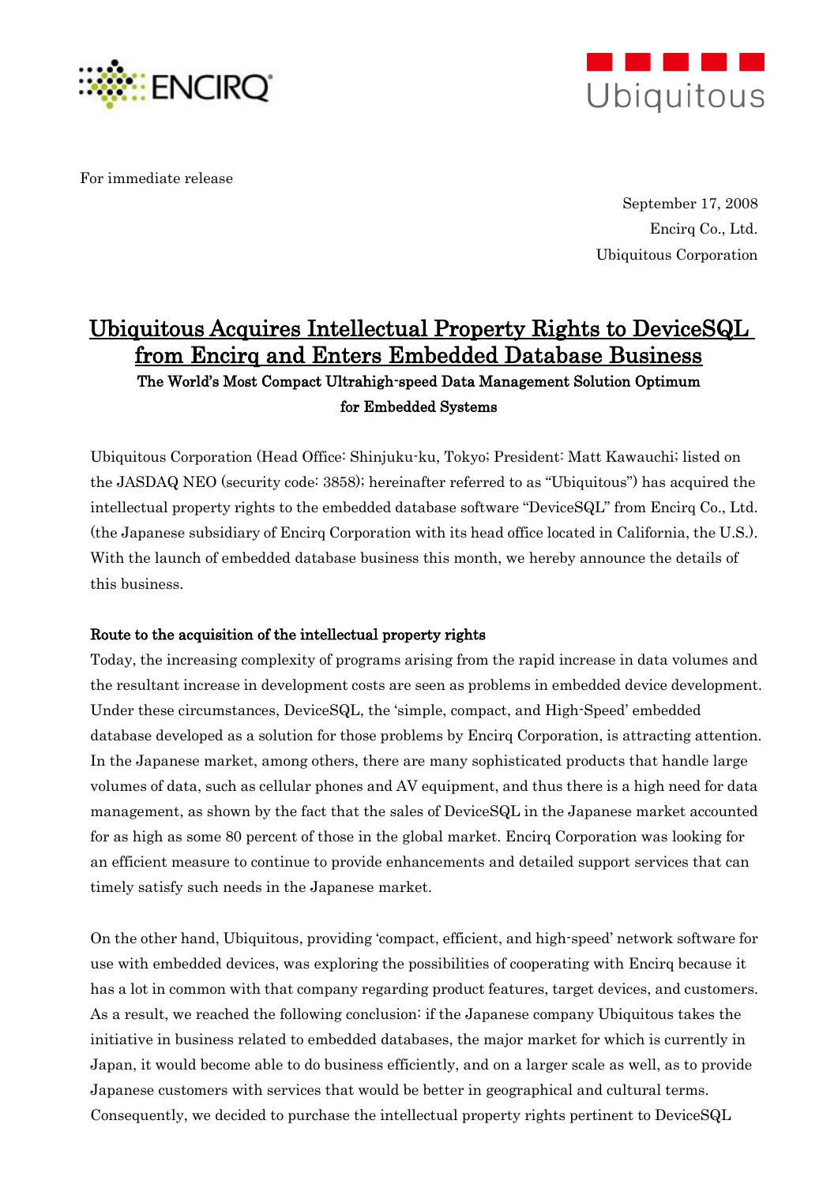For immediate release

September 17, 2008
Encirq Co., Ltd.
Ubiquitous Corporation

# Ubiquitous Acquires Intellectual Property Rights to DeviceSQL from Encirq and Enters Embedded Database Business

**The World's Most Compact Ultrahigh-speed Data Management Solution Optimum for Embedded Systems**

Ubiquitous Corporation (Head Office: Shinjuku-ku, Tokyo; President: Matt Kawauchi; listed on the JASDAQ NEO (security code: 3858); hereinafter referred to as "Ubiquitous") has acquired the intellectual property rights to the embedded database software "DeviceSQL" from Encirq Co., Ltd. (the Japanese subsidiary of Encirq Corporation with its head office located in California, the U.S.). With the launch of embedded database business this month, we hereby announce the details of this business.

**Route to the acquisition of the intellectual property rights**

Today, the increasing complexity of programs arising from the rapid increase in data volumes and the resultant increase in development costs are seen as problems in embedded device development. Under these circumstances, DeviceSQL, the 'simple, compact, and High-Speed' embedded database developed as a solution for those problems by Encirq Corporation, is attracting attention. In the Japanese market, among others, there are many sophisticated products that handle large volumes of data, such as cellular phones and AV equipment, and thus there is a high need for data management, as shown by the fact that the sales of DeviceSQL in the Japanese market accounted for as high as some 80 percent of those in the global market. Encirq Corporation was looking for an efficient measure to continue to provide enhancements and detailed support services that can timely satisfy such needs in the Japanese market.

On the other hand, Ubiquitous, providing 'compact, efficient, and high-speed' network software for use with embedded devices, was exploring the possibilities of cooperating with Encirq because it has a lot in common with that company regarding product features, target devices, and customers. As a result, we reached the following conclusion: if the Japanese company Ubiquitous takes the initiative in business related to embedded databases, the major market for which is currently in Japan, it would become able to do business efficiently, and on a larger scale as well, as to provide Japanese customers with services that would be better in geographical and cultural terms. Consequently, we decided to purchase the intellectual property rights pertinent to DeviceSQL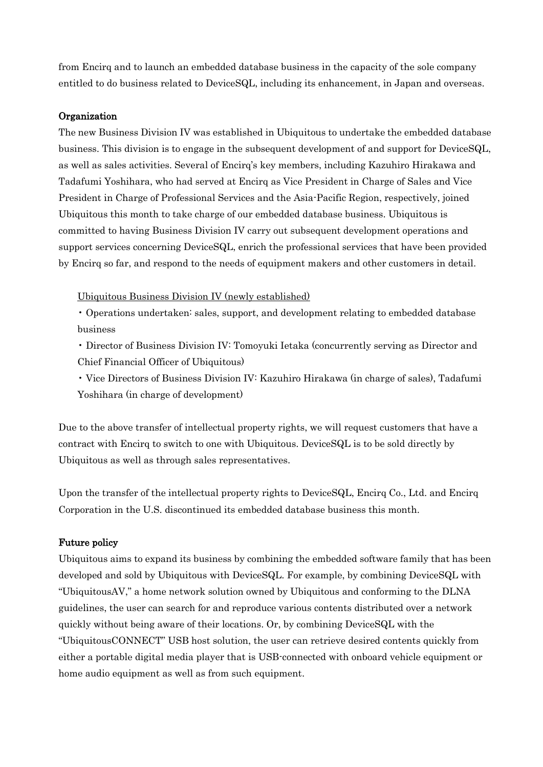from Encirq and to launch an embedded database business in the capacity of the sole company entitled to do business related to DeviceSQL, including its enhancement, in Japan and overseas.

**Organization**

The new Business Division IV was established in Ubiquitous to undertake the embedded database business. This division is to engage in the subsequent development of and support for DeviceSQL, as well as sales activities. Several of Encirq's key members, including Kazuhiro Hirakawa and Tadafumi Yoshihara, who had served at Encirq as Vice President in Charge of Sales and Vice President in Charge of Professional Services and the Asia-Pacific Region, respectively, joined Ubiquitous this month to take charge of our embedded database business. Ubiquitous is committed to having Business Division IV carry out subsequent development operations and support services concerning DeviceSQL, enrich the professional services that have been provided by Encirq so far, and respond to the needs of equipment makers and other customers in detail.

Ubiquitous Business Division IV (newly established)

- Operations undertaken: sales, support, and development relating to embedded database business
- Director of Business Division IV: Tomoyuki Ietaka (concurrently serving as Director and Chief Financial Officer of Ubiquitous)
- Vice Directors of Business Division IV: Kazuhiro Hirakawa (in charge of sales), Tadafumi Yoshihara (in charge of development)

Due to the above transfer of intellectual property rights, we will request customers that have a contract with Encirq to switch to one with Ubiquitous. DeviceSQL is to be sold directly by Ubiquitous as well as through sales representatives.

Upon the transfer of the intellectual property rights to DeviceSQL, Encirq Co., Ltd. and Encirq Corporation in the U.S. discontinued its embedded database business this month.

**Future policy**

Ubiquitous aims to expand its business by combining the embedded software family that has been developed and sold by Ubiquitous with DeviceSQL. For example, by combining DeviceSQL with "UbiquitousAV," a home network solution owned by Ubiquitous and conforming to the DLNA guidelines, the user can search for and reproduce various contents distributed over a network quickly without being aware of their locations. Or, by combining DeviceSQL with the "UbiquitousCONNECT" USB host solution, the user can retrieve desired contents quickly from either a portable digital media player that is USB-connected with onboard vehicle equipment or home audio equipment as well as from such equipment.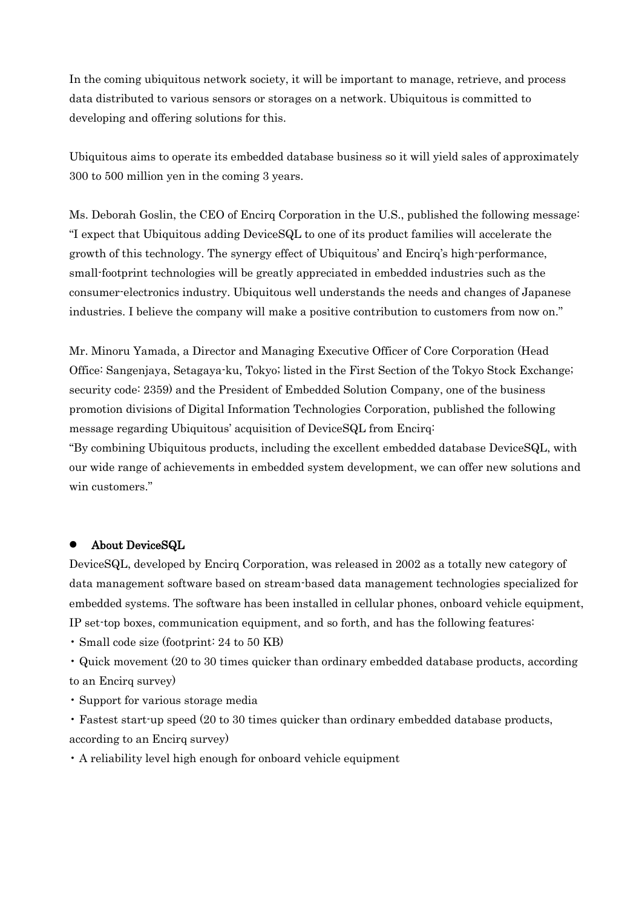In the coming ubiquitous network society, it will be important to manage, retrieve, and process data distributed to various sensors or storages on a network. Ubiquitous is committed to developing and offering solutions for this.

Ubiquitous aims to operate its embedded database business so it will yield sales of approximately 300 to 500 million yen in the coming 3 years.

Ms. Deborah Goslin, the CEO of Encirq Corporation in the U.S., published the following message: "I expect that Ubiquitous adding DeviceSQL to one of its product families will accelerate the growth of this technology. The synergy effect of Ubiquitous' and Encirq's high-performance, small-footprint technologies will be greatly appreciated in embedded industries such as the consumer-electronics industry. Ubiquitous well understands the needs and changes of Japanese industries. I believe the company will make a positive contribution to customers from now on."

Mr. Minoru Yamada, a Director and Managing Executive Officer of Core Corporation (Head Office: Sangenjaya, Setagaya-ku, Tokyo; listed in the First Section of the Tokyo Stock Exchange; security code: 2359) and the President of Embedded Solution Company, one of the business promotion divisions of Digital Information Technologies Corporation, published the following message regarding Ubiquitous' acquisition of DeviceSQL from Encirq:
"By combining Ubiquitous products, including the excellent embedded database DeviceSQL, with our wide range of achievements in embedded system development, we can offer new solutions and win customers."

- **About DeviceSQL**

DeviceSQL, developed by Encirq Corporation, was released in 2002 as a totally new category of data management software based on stream-based data management technologies specialized for embedded systems. The software has been installed in cellular phones, onboard vehicle equipment, IP set-top boxes, communication equipment, and so forth, and has the following features:

・Small code size (footprint: 24 to 50 KB)

・Quick movement (20 to 30 times quicker than ordinary embedded database products, according to an Encirq survey)

・Support for various storage media

・Fastest start-up speed (20 to 30 times quicker than ordinary embedded database products, according to an Encirq survey)

・A reliability level high enough for onboard vehicle equipment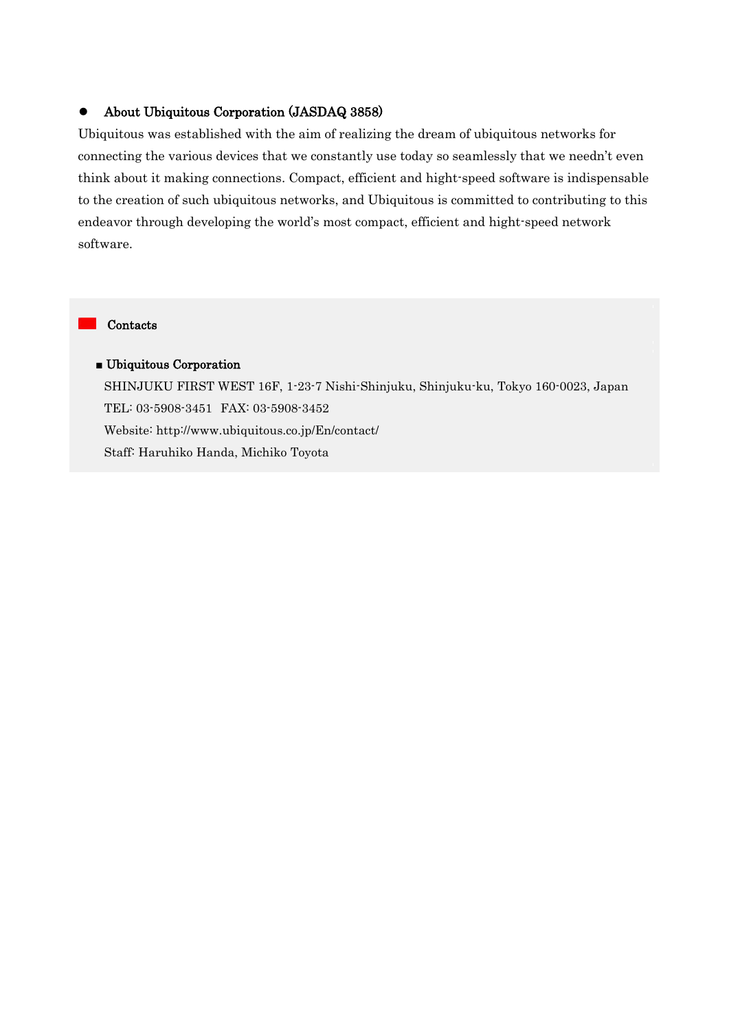- **About Ubiquitous Corporation (JASDAQ 3858)**

Ubiquitous was established with the aim of realizing the dream of ubiquitous networks for connecting the various devices that we constantly use today so seamlessly that we needn't even think about it making connections. Compact, efficient and hight-speed software is indispensable to the creation of such ubiquitous networks, and Ubiquitous is committed to contributing to this endeavor through developing the world's most compact, efficient and hight-speed network software.

## Contacts

■ **Ubiquitous Corporation**

SHINJUKU FIRST WEST 16F, 1-23-7 Nishi-Shinjuku, Shinjuku-ku, Tokyo 160-0023, Japan
TEL: 03-5908-3451 FAX: 03-5908-3452
Website: http://www.ubiquitous.co.jp/En/contact/
Staff: Haruhiko Handa, Michiko Toyota